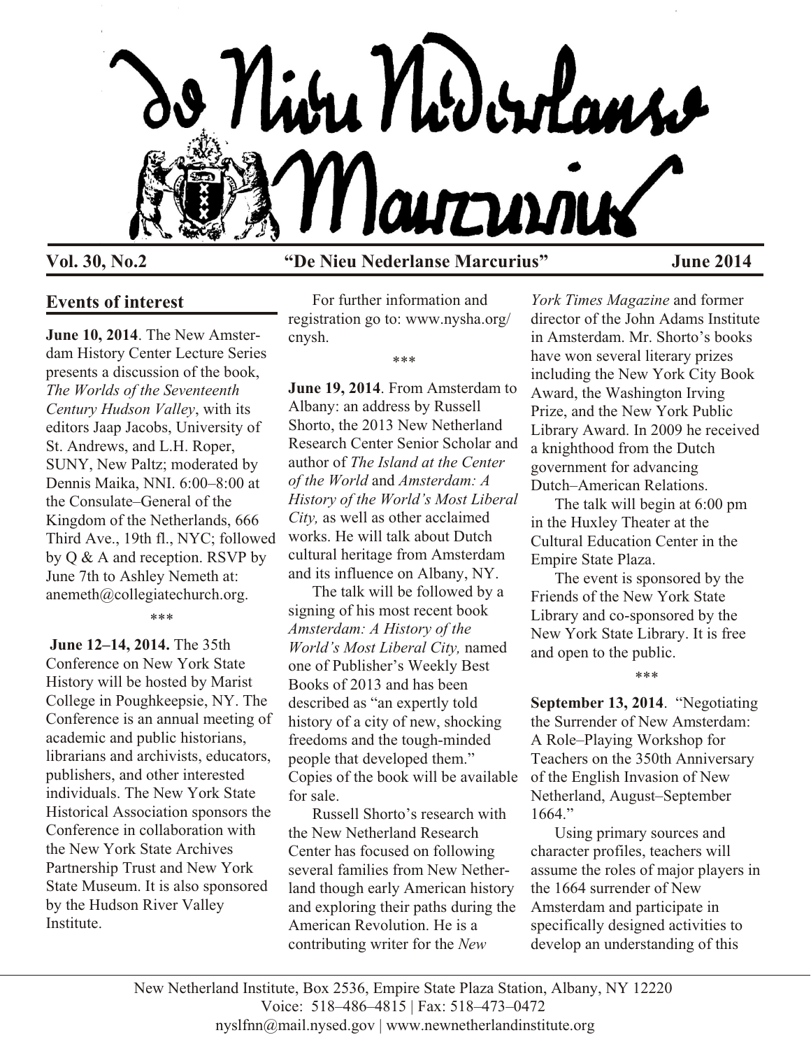# De Nieu Nederlanse Marcurius

**Vol. 30, No.2** **"De Nieu Nederlanse Marcurius"** **June 2014**

## Events of interest

**June 10, 2014**. The New Amsterdam History Center Lecture Series presents a discussion of the book, *The Worlds of the Seventeenth Century Hudson Valley*, with its editors Jaap Jacobs, University of St. Andrews, and L.H. Roper, SUNY, New Paltz; moderated by Dennis Maika, NNI. 6:00–8:00 at the Consulate–General of the Kingdom of the Netherlands, 666 Third Ave., 19th fl., NYC; followed by Q & A and reception. RSVP by June 7th to Ashley Nemeth at: anemeth@collegiatechurch.org.

\*\*\*

**June 12–14, 2014.** The 35th Conference on New York State History will be hosted by Marist College in Poughkeepsie, NY. The Conference is an annual meeting of academic and public historians, librarians and archivists, educators, publishers, and other interested individuals. The New York State Historical Association sponsors the Conference in collaboration with the New York State Archives Partnership Trust and New York State Museum. It is also sponsored by the Hudson River Valley Institute.

For further information and registration go to: www.nysha.org/cnysh.

\*\*\*

**June 19, 2014**. From Amsterdam to Albany: an address by Russell Shorto, the 2013 New Netherland Research Center Senior Scholar and author of *The Island at the Center of the World* and *Amsterdam: A History of the World's Most Liberal City,* as well as other acclaimed works. He will talk about Dutch cultural heritage from Amsterdam and its influence on Albany, NY.

The talk will be followed by a signing of his most recent book *Amsterdam: A History of the World's Most Liberal City,* named one of Publisher's Weekly Best Books of 2013 and has been described as "an expertly told history of a city of new, shocking freedoms and the tough-minded people that developed them." Copies of the book will be available for sale.

Russell Shorto's research with the New Netherland Research Center has focused on following several families from New Netherland though early American history and exploring their paths during the American Revolution. He is a contributing writer for the *New York Times Magazine* and former director of the John Adams Institute in Amsterdam. Mr. Shorto's books have won several literary prizes including the New York City Book Award, the Washington Irving Prize, and the New York Public Library Award. In 2009 he received a knighthood from the Dutch government for advancing Dutch–American Relations.

The talk will begin at 6:00 pm in the Huxley Theater at the Cultural Education Center in the Empire State Plaza.

The event is sponsored by the Friends of the New York State Library and co-sponsored by the New York State Library. It is free and open to the public.

\*\*\*

**September 13, 2014**. "Negotiating the Surrender of New Amsterdam: A Role–Playing Workshop for Teachers on the 350th Anniversary of the English Invasion of New Netherland, August–September 1664."

Using primary sources and character profiles, teachers will assume the roles of major players in the 1664 surrender of New Amsterdam and participate in specifically designed activities to develop an understanding of this

New Netherland Institute, Box 2536, Empire State Plaza Station, Albany, NY 12220
Voice: 518–486–4815 | Fax: 518–473–0472
nyslfnn@mail.nysed.gov | www.newnetherlandinstitute.org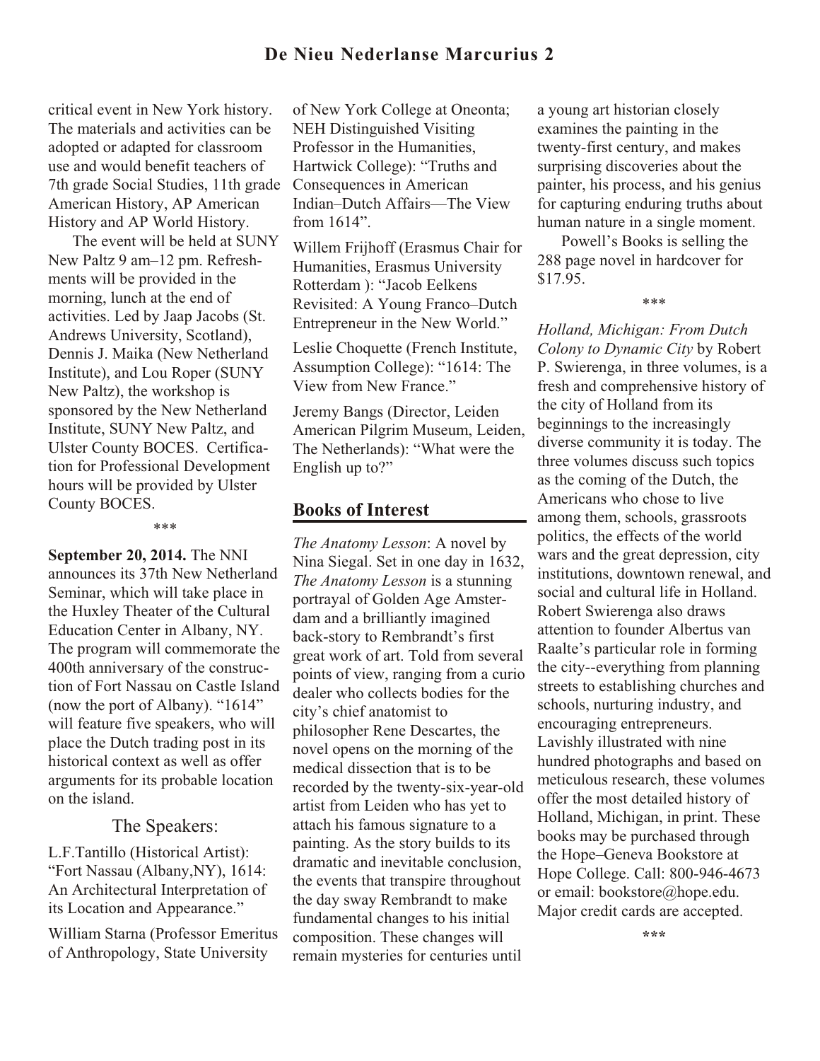critical event in New York history. The materials and activities can be adopted or adapted for classroom use and would benefit teachers of 7th grade Social Studies, 11th grade American History, AP American History and AP World History.

The event will be held at SUNY New Paltz 9 am–12 pm. Refreshments will be provided in the morning, lunch at the end of activities. Led by Jaap Jacobs (St. Andrews University, Scotland), Dennis J. Maika (New Netherland Institute), and Lou Roper (SUNY New Paltz), the workshop is sponsored by the New Netherland Institute, SUNY New Paltz, and Ulster County BOCES. Certification for Professional Development hours will be provided by Ulster County BOCES.

\*\*\*

**September 20, 2014.** The NNI announces its 37th New Netherland Seminar, which will take place in the Huxley Theater of the Cultural Education Center in Albany, NY. The program will commemorate the 400th anniversary of the construction of Fort Nassau on Castle Island (now the port of Albany). "1614" will feature five speakers, who will place the Dutch trading post in its historical context as well as offer arguments for its probable location on the island.

The Speakers:

L.F.Tantillo (Historical Artist): "Fort Nassau (Albany,NY), 1614: An Architectural Interpretation of its Location and Appearance."

William Starna (Professor Emeritus of Anthropology, State University of New York College at Oneonta; NEH Distinguished Visiting Professor in the Humanities, Hartwick College): "Truths and Consequences in American Indian–Dutch Affairs—The View from 1614".

Willem Frijhoff (Erasmus Chair for Humanities, Erasmus University Rotterdam ): "Jacob Eelkens Revisited: A Young Franco–Dutch Entrepreneur in the New World."

Leslie Choquette (French Institute, Assumption College): "1614: The View from New France."

Jeremy Bangs (Director, Leiden American Pilgrim Museum, Leiden, The Netherlands): "What were the English up to?"

## Books of Interest

*The Anatomy Lesson*: A novel by Nina Siegal. Set in one day in 1632, *The Anatomy Lesson* is a stunning portrayal of Golden Age Amsterdam and a brilliantly imagined back-story to Rembrandt's first great work of art. Told from several points of view, ranging from a curio dealer who collects bodies for the city's chief anatomist to philosopher Rene Descartes, the novel opens on the morning of the medical dissection that is to be recorded by the twenty-six-year-old artist from Leiden who has yet to attach his famous signature to a painting. As the story builds to its dramatic and inevitable conclusion, the events that transpire throughout the day sway Rembrandt to make fundamental changes to his initial composition. These changes will remain mysteries for centuries until a young art historian closely examines the painting in the twenty-first century, and makes surprising discoveries about the painter, his process, and his genius for capturing enduring truths about human nature in a single moment.

Powell's Books is selling the 288 page novel in hardcover for $17.95.

\*\*\*

*Holland, Michigan: From Dutch Colony to Dynamic City* by Robert P. Swierenga, in three volumes, is a fresh and comprehensive history of the city of Holland from its beginnings to the increasingly diverse community it is today. The three volumes discuss such topics as the coming of the Dutch, the Americans who chose to live among them, schools, grassroots politics, the effects of the world wars and the great depression, city institutions, downtown renewal, and social and cultural life in Holland. Robert Swierenga also draws attention to founder Albertus van Raalte's particular role in forming the city--everything from planning streets to establishing churches and schools, nurturing industry, and encouraging entrepreneurs. Lavishly illustrated with nine hundred photographs and based on meticulous research, these volumes offer the most detailed history of Holland, Michigan, in print. These books may be purchased through the Hope–Geneva Bookstore at Hope College. Call: 800-946-4673 or email: bookstore@hope.edu. Major credit cards are accepted.

\*\*\*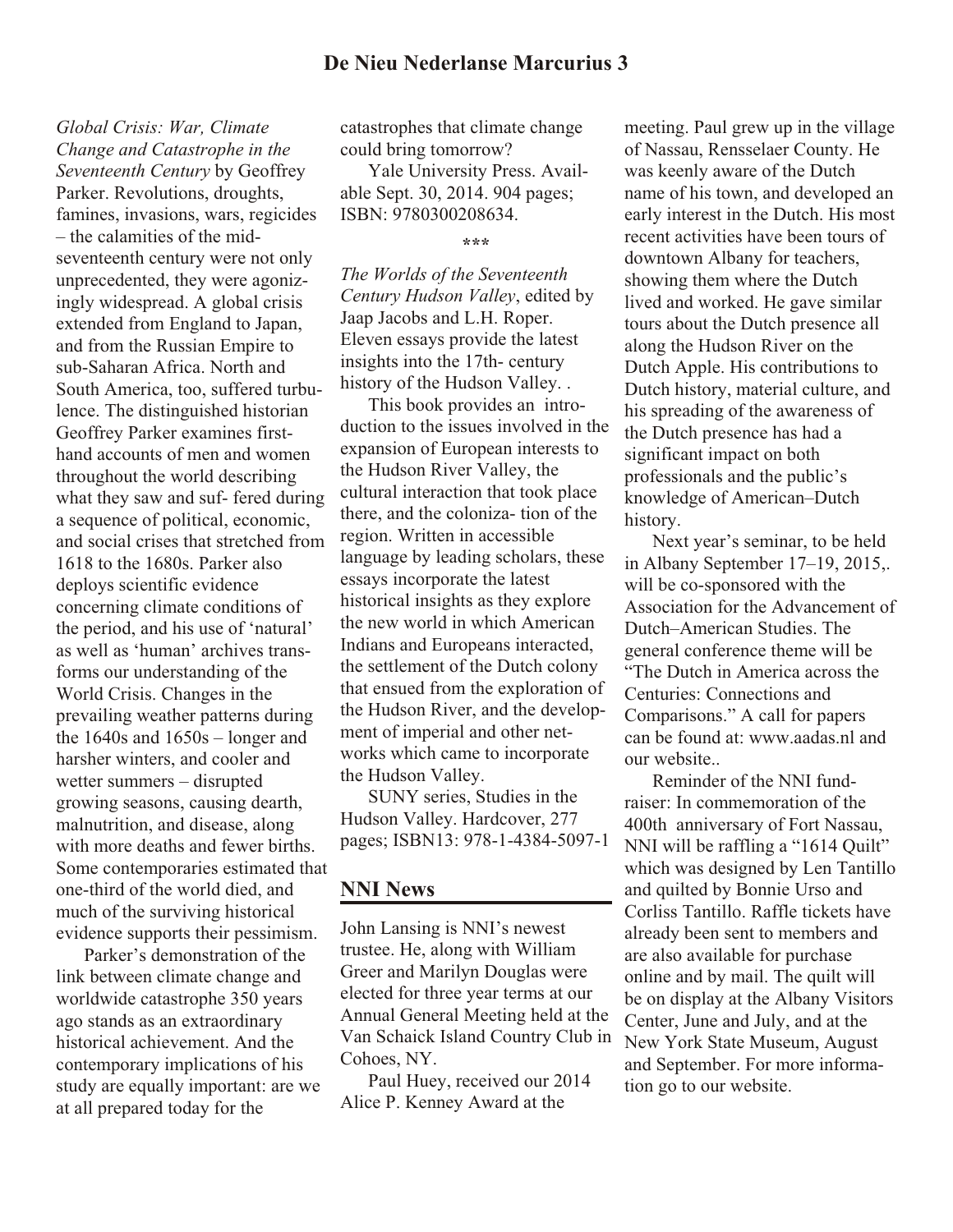*Global Crisis: War, Climate Change and Catastrophe in the Seventeenth Century* by Geoffrey Parker. Revolutions, droughts, famines, invasions, wars, regicides – the calamities of the mid-seventeenth century were not only unprecedented, they were agonizingly widespread. A global crisis extended from England to Japan, and from the Russian Empire to sub-Saharan Africa. North and South America, too, suffered turbulence. The distinguished historian Geoffrey Parker examines first-hand accounts of men and women throughout the world describing what they saw and suf- fered during a sequence of political, economic, and social crises that stretched from 1618 to the 1680s. Parker also deploys scientific evidence concerning climate conditions of the period, and his use of 'natural' as well as 'human' archives transforms our understanding of the World Crisis. Changes in the prevailing weather patterns during the 1640s and 1650s – longer and harsher winters, and cooler and wetter summers – disrupted growing seasons, causing dearth, malnutrition, and disease, along with more deaths and fewer births. Some contemporaries estimated that one-third of the world died, and much of the surviving historical evidence supports their pessimism.

Parker's demonstration of the link between climate change and worldwide catastrophe 350 years ago stands as an extraordinary historical achievement. And the contemporary implications of his study are equally important: are we at all prepared today for the catastrophes that climate change could bring tomorrow?

Yale University Press. Available Sept. 30, 2014. 904 pages; ISBN: 9780300208634.

\*\*\*

*The Worlds of the Seventeenth Century Hudson Valley*, edited by Jaap Jacobs and L.H. Roper. Eleven essays provide the latest insights into the 17th- century history of the Hudson Valley. .

This book provides an introduction to the issues involved in the expansion of European interests to the Hudson River Valley, the cultural interaction that took place there, and the coloniza- tion of the region. Written in accessible language by leading scholars, these essays incorporate the latest historical insights as they explore the new world in which American Indians and Europeans interacted, the settlement of the Dutch colony that ensued from the exploration of the Hudson River, and the development of imperial and other networks which came to incorporate the Hudson Valley.

SUNY series, Studies in the Hudson Valley. Hardcover, 277 pages; ISBN13: 978-1-4384-5097-1

## NNI News

John Lansing is NNI's newest trustee. He, along with William Greer and Marilyn Douglas were elected for three year terms at our Annual General Meeting held at the Van Schaick Island Country Club in Cohoes, NY.

Paul Huey, received our 2014 Alice P. Kenney Award at the meeting. Paul grew up in the village of Nassau, Rensselaer County. He was keenly aware of the Dutch name of his town, and developed an early interest in the Dutch. His most recent activities have been tours of downtown Albany for teachers, showing them where the Dutch lived and worked. He gave similar tours about the Dutch presence all along the Hudson River on the Dutch Apple. His contributions to Dutch history, material culture, and his spreading of the awareness of the Dutch presence has had a significant impact on both professionals and the public's knowledge of American–Dutch history.

Next year's seminar, to be held in Albany September 17–19, 2015,. will be co-sponsored with the Association for the Advancement of Dutch–American Studies. The general conference theme will be "The Dutch in America across the Centuries: Connections and Comparisons." A call for papers can be found at: www.aadas.nl and our website..

Reminder of the NNI fundraiser: In commemoration of the 400th anniversary of Fort Nassau, NNI will be raffling a "1614 Quilt" which was designed by Len Tantillo and quilted by Bonnie Urso and Corliss Tantillo. Raffle tickets have already been sent to members and are also available for purchase online and by mail. The quilt will be on display at the Albany Visitors Center, June and July, and at the New York State Museum, August and September. For more information go to our website.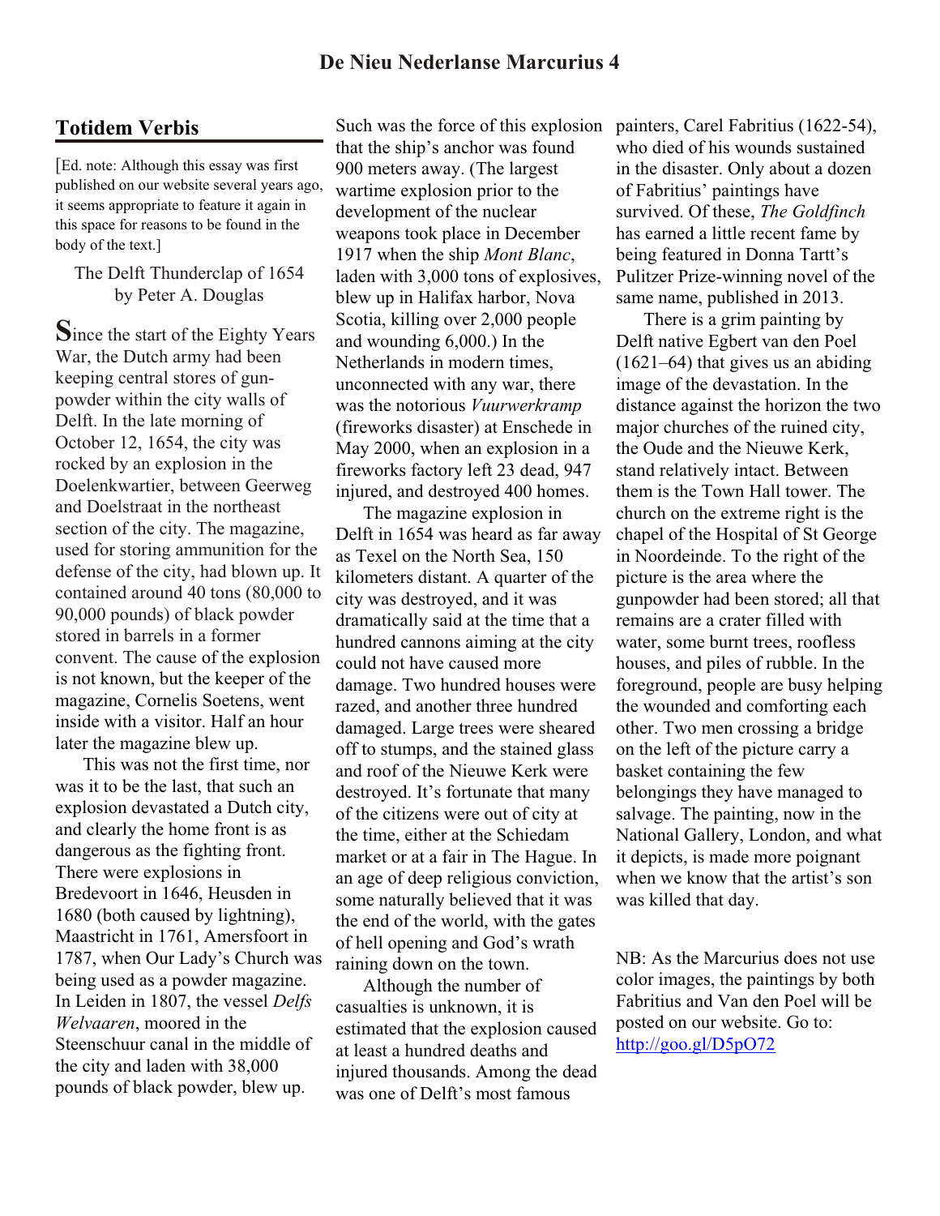## Totidem Verbis

[Ed. note: Although this essay was first published on our website several years ago, it seems appropriate to feature it again in this space for reasons to be found in the body of the text.]

The Delft Thunderclap of 1654
by Peter A. Douglas

Since the start of the Eighty Years War, the Dutch army had been keeping central stores of gunpowder within the city walls of Delft. In the late morning of October 12, 1654, the city was rocked by an explosion in the Doelenkwartier, between Geerweg and Doelstraat in the northeast section of the city. The magazine, used for storing ammunition for the defense of the city, had blown up. It contained around 40 tons (80,000 to 90,000 pounds) of black powder stored in barrels in a former convent. The cause of the explosion is not known, but the keeper of the magazine, Cornelis Soetens, went inside with a visitor. Half an hour later the magazine blew up.

This was not the first time, nor was it to be the last, that such an explosion devastated a Dutch city, and clearly the home front is as dangerous as the fighting front. There were explosions in Bredevoort in 1646, Heusden in 1680 (both caused by lightning), Maastricht in 1761, Amersfoort in 1787, when Our Lady's Church was being used as a powder magazine. In Leiden in 1807, the vessel *Delfs Welvaaren*, moored in the Steenschuur canal in the middle of the city and laden with 38,000 pounds of black powder, blew up. Such was the force of this explosion that the ship's anchor was found 900 meters away. (The largest wartime explosion prior to the development of the nuclear weapons took place in December 1917 when the ship *Mont Blanc*, laden with 3,000 tons of explosives, blew up in Halifax harbor, Nova Scotia, killing over 2,000 people and wounding 6,000.) In the Netherlands in modern times, unconnected with any war, there was the notorious *Vuurwerkramp* (fireworks disaster) at Enschede in May 2000, when an explosion in a fireworks factory left 23 dead, 947 injured, and destroyed 400 homes.

The magazine explosion in Delft in 1654 was heard as far away as Texel on the North Sea, 150 kilometers distant. A quarter of the city was destroyed, and it was dramatically said at the time that a hundred cannons aiming at the city could not have caused more damage. Two hundred houses were razed, and another three hundred damaged. Large trees were sheared off to stumps, and the stained glass and roof of the Nieuwe Kerk were destroyed. It's fortunate that many of the citizens were out of city at the time, either at the Schiedam market or at a fair in The Hague. In an age of deep religious conviction, some naturally believed that it was the end of the world, with the gates of hell opening and God's wrath raining down on the town.

Although the number of casualties is unknown, it is estimated that the explosion caused at least a hundred deaths and injured thousands. Among the dead was one of Delft's most famous painters, Carel Fabritius (1622-54), who died of his wounds sustained in the disaster. Only about a dozen of Fabritius' paintings have survived. Of these, *The Goldfinch* has earned a little recent fame by being featured in Donna Tartt's Pulitzer Prize-winning novel of the same name, published in 2013.

There is a grim painting by Delft native Egbert van den Poel (1621–64) that gives us an abiding image of the devastation. In the distance against the horizon the two major churches of the ruined city, the Oude and the Nieuwe Kerk, stand relatively intact. Between them is the Town Hall tower. The church on the extreme right is the chapel of the Hospital of St George in Noordeinde. To the right of the picture is the area where the gunpowder had been stored; all that remains are a crater filled with water, some burnt trees, roofless houses, and piles of rubble. In the foreground, people are busy helping the wounded and comforting each other. Two men crossing a bridge on the left of the picture carry a basket containing the few belongings they have managed to salvage. The painting, now in the National Gallery, London, and what it depicts, is made more poignant when we know that the artist's son was killed that day.

NB: As the Marcurius does not use color images, the paintings by both Fabritius and Van den Poel will be posted on our website. Go to: http://goo.gl/D5pO72